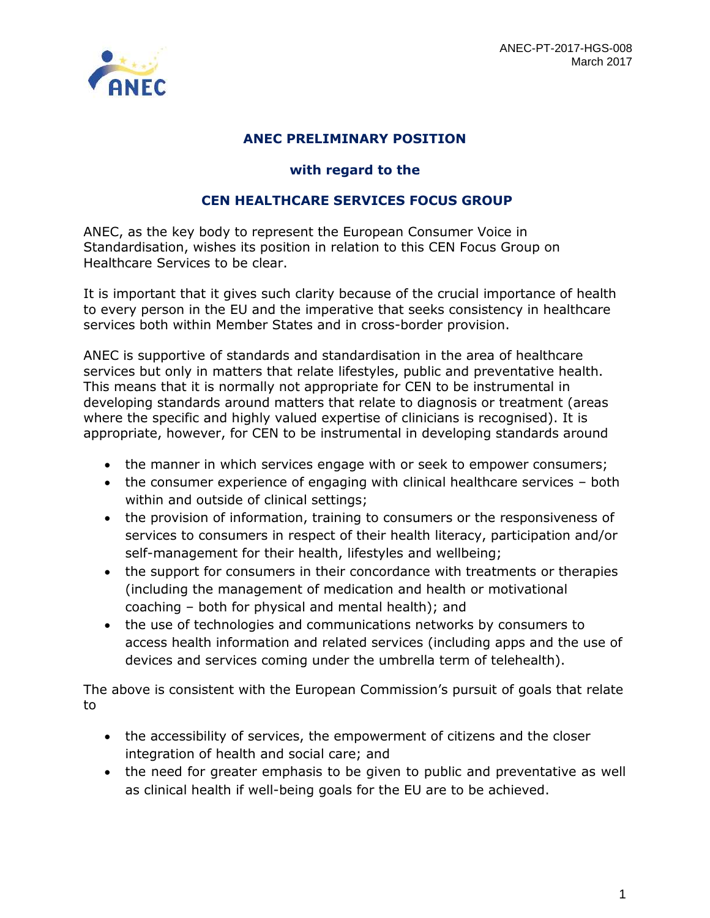ANEC-PT-2017-HGS-008
March 2017

# ANEC PRELIMINARY POSITION

## with regard to the

## CEN HEALTHCARE SERVICES FOCUS GROUP

ANEC, as the key body to represent the European Consumer Voice in Standardisation, wishes its position in relation to this CEN Focus Group on Healthcare Services to be clear.

It is important that it gives such clarity because of the crucial importance of health to every person in the EU and the imperative that seeks consistency in healthcare services both within Member States and in cross-border provision.

ANEC is supportive of standards and standardisation in the area of healthcare services but only in matters that relate lifestyles, public and preventative health. This means that it is normally not appropriate for CEN to be instrumental in developing standards around matters that relate to diagnosis or treatment (areas where the specific and highly valued expertise of clinicians is recognised). It is appropriate, however, for CEN to be instrumental in developing standards around

- the manner in which services engage with or seek to empower consumers;
- the consumer experience of engaging with clinical healthcare services – both within and outside of clinical settings;
- the provision of information, training to consumers or the responsiveness of services to consumers in respect of their health literacy, participation and/or self-management for their health, lifestyles and wellbeing;
- the support for consumers in their concordance with treatments or therapies (including the management of medication and health or motivational coaching – both for physical and mental health); and
- the use of technologies and communications networks by consumers to access health information and related services (including apps and the use of devices and services coming under the umbrella term of telehealth).

The above is consistent with the European Commission's pursuit of goals that relate to

- the accessibility of services, the empowerment of citizens and the closer integration of health and social care; and
- the need for greater emphasis to be given to public and preventative as well as clinical health if well-being goals for the EU are to be achieved.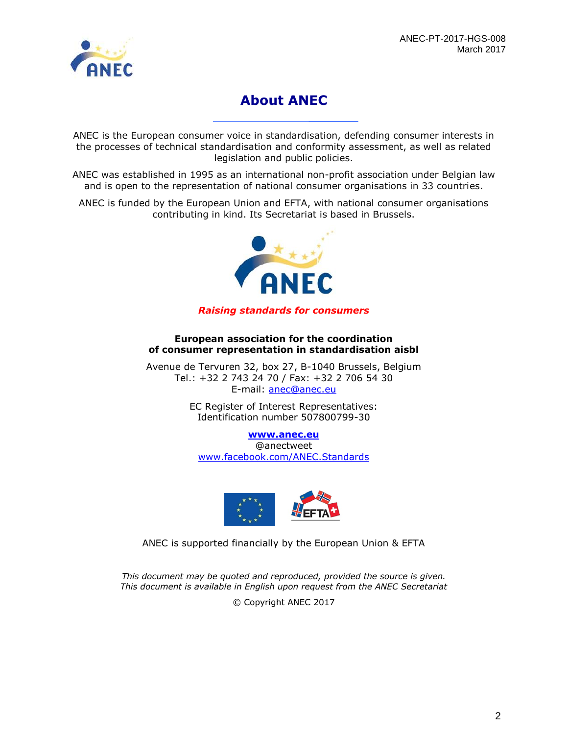ANEC-PT-2017-HGS-008
March 2017

# About ANEC

ANEC is the European consumer voice in standardisation, defending consumer interests in the processes of technical standardisation and conformity assessment, as well as related legislation and public policies.

ANEC was established in 1995 as an international non-profit association under Belgian law and is open to the representation of national consumer organisations in 33 countries.

ANEC is funded by the European Union and EFTA, with national consumer organisations contributing in kind. Its Secretariat is based in Brussels.

***Raising standards for consumers***

**European association for the coordination of consumer representation in standardisation aisbl**

Avenue de Tervuren 32, box 27, B-1040 Brussels, Belgium
Tel.: +32 2 743 24 70 / Fax: +32 2 706 54 30
E-mail: anec@anec.eu

EC Register of Interest Representatives:
Identification number 507800799-30

**www.anec.eu**
@anectweet
www.facebook.com/ANEC.Standards

ANEC is supported financially by the European Union & EFTA

*This document may be quoted and reproduced, provided the source is given.*
*This document is available in English upon request from the ANEC Secretariat*

© Copyright ANEC 2017